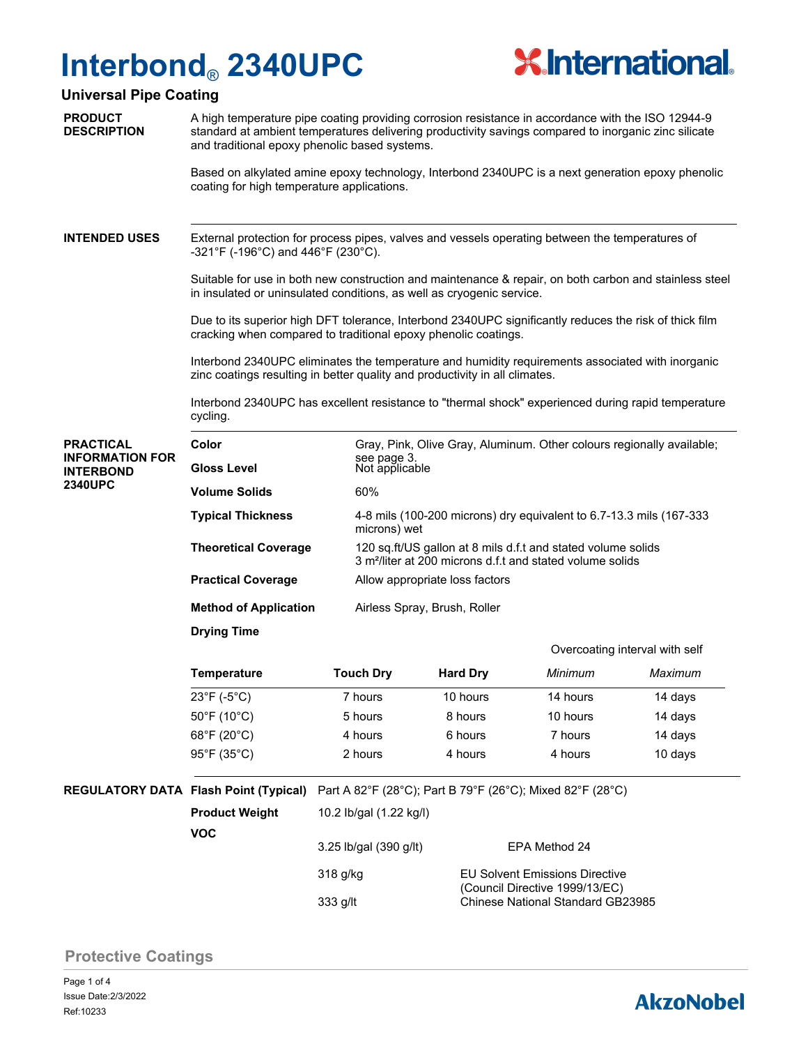# Interbond® 2340UPC

## Universal Pipe Coating

**PRODUCT DESCRIPTION**

A high temperature pipe coating providing corrosion resistance in accordance with the ISO 12944-9 standard at ambient temperatures delivering productivity savings compared to inorganic zinc silicate and traditional epoxy phenolic based systems.

Based on alkylated amine epoxy technology, Interbond 2340UPC is a next generation epoxy phenolic coating for high temperature applications.

**INTENDED USES**

External protection for process pipes, valves and vessels operating between the temperatures of -321°F (-196°C) and 446°F (230°C).

Suitable for use in both new construction and maintenance & repair, on both carbon and stainless steel in insulated or uninsulated conditions, as well as cryogenic service.

Due to its superior high DFT tolerance, Interbond 2340UPC significantly reduces the risk of thick film cracking when compared to traditional epoxy phenolic coatings.

Interbond 2340UPC eliminates the temperature and humidity requirements associated with inorganic zinc coatings resulting in better quality and productivity in all climates.

Interbond 2340UPC has excellent resistance to "thermal shock" experienced during rapid temperature cycling.

**PRACTICAL INFORMATION FOR INTERBOND 2340UPC**

| | |
|---|---|
| **Color** | Gray, Pink, Olive Gray, Aluminum. Other colours regionally available; see page 3. |
| **Gloss Level** | Not applicable |
| **Volume Solids** | 60% |
| **Typical Thickness** | 4-8 mils (100-200 microns) dry equivalent to 6.7-13.3 mils (167-333 microns) wet |
| **Theoretical Coverage** | 120 sq.ft/US gallon at 8 mils d.f.t and stated volume solids<br>3 m²/liter at 200 microns d.f.t and stated volume solids |
| **Practical Coverage** | Allow appropriate loss factors |
| **Method of Application** | Airless Spray, Brush, Roller |

**Drying Time**

| Temperature | Touch Dry | Hard Dry | Overcoating interval with self *Minimum* | Overcoating interval with self *Maximum* |
|---|---|---|---|---|
| 23°F (-5°C) | 7 hours | 10 hours | 14 hours | 14 days |
| 50°F (10°C) | 5 hours | 8 hours | 10 hours | 14 days |
| 68°F (20°C) | 4 hours | 6 hours | 7 hours | 14 days |
| 95°F (35°C) | 2 hours | 4 hours | 4 hours | 10 days |

**REGULATORY DATA**

| | | |
|---|---|---|
| **Flash Point (Typical)** | Part A 82°F (28°C); Part B 79°F (26°C); Mixed 82°F (28°C) | |
| **Product Weight** | 10.2 lb/gal (1.22 kg/l) | |
| **VOC** | 3.25 lb/gal (390 g/lt) | EPA Method 24 |
| | 318 g/kg | EU Solvent Emissions Directive (Council Directive 1999/13/EC) |
| | 333 g/lt | Chinese National Standard GB23985 |

Protective Coatings

Issue Date:2/3/2022

Ref:10233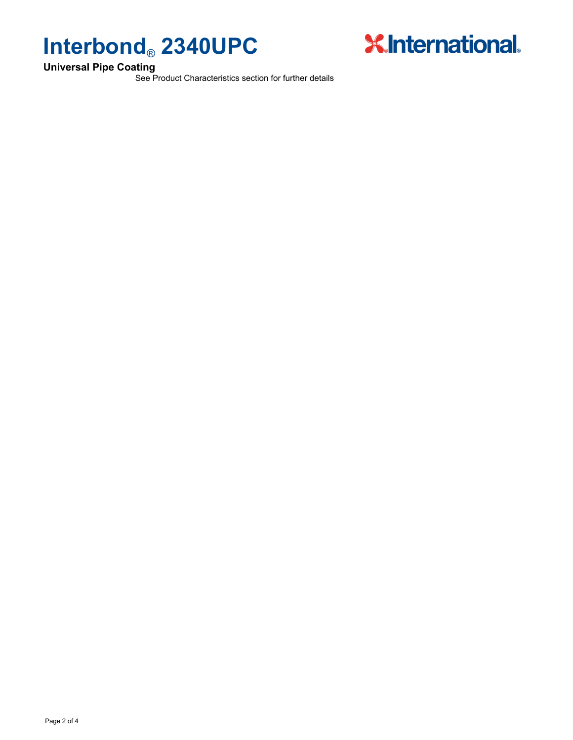See Product Characteristics section for further details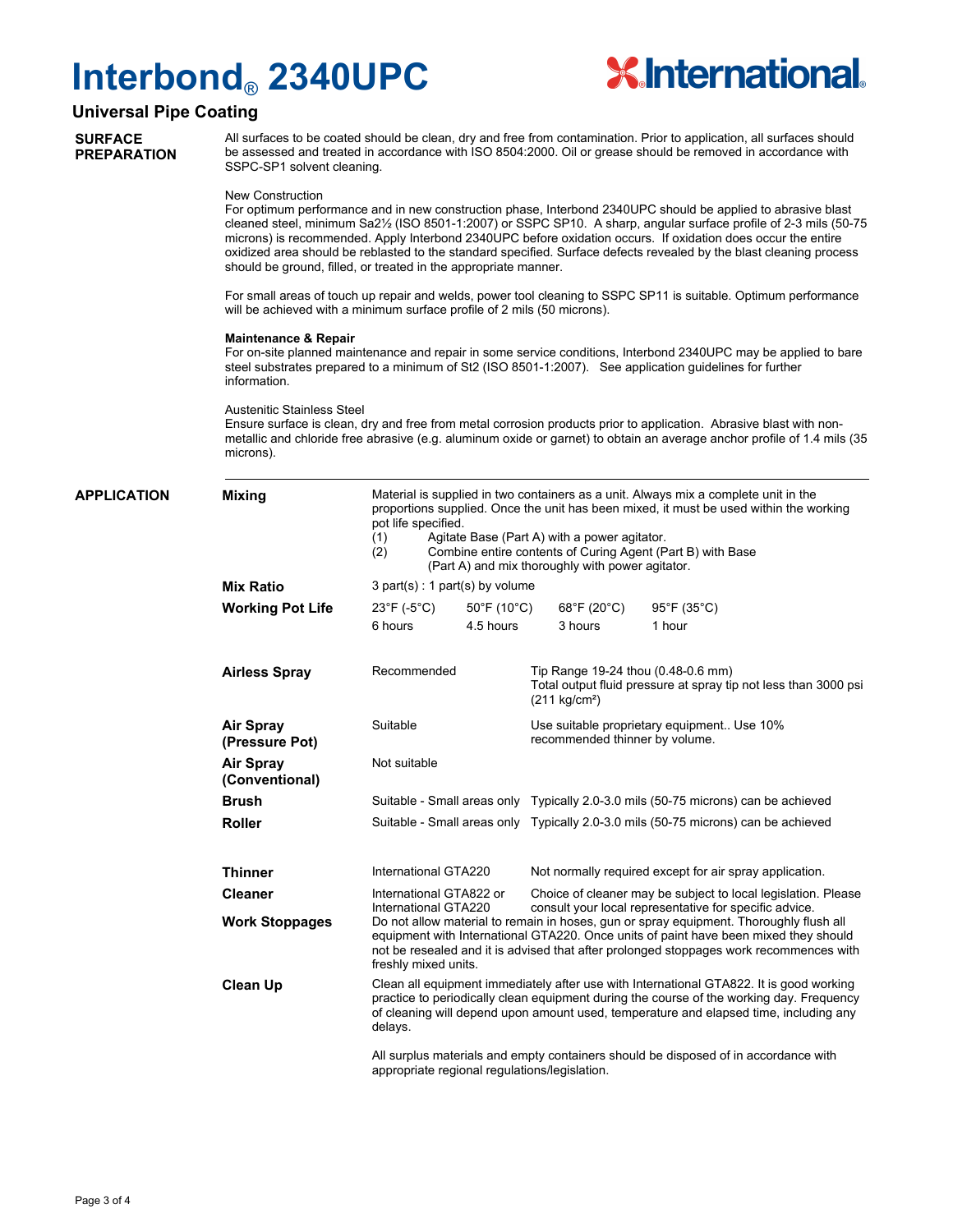# Interbond® 2340UPC

## Universal Pipe Coating

### SURFACE PREPARATION

All surfaces to be coated should be clean, dry and free from contamination. Prior to application, all surfaces should be assessed and treated in accordance with ISO 8504:2000. Oil or grease should be removed in accordance with SSPC-SP1 solvent cleaning.

New Construction
For optimum performance and in new construction phase, Interbond 2340UPC should be applied to abrasive blast cleaned steel, minimum Sa2½ (ISO 8501-1:2007) or SSPC SP10. A sharp, angular surface profile of 2-3 mils (50-75 microns) is recommended. Apply Interbond 2340UPC before oxidation occurs. If oxidation does occur the entire oxidized area should be reblasted to the standard specified. Surface defects revealed by the blast cleaning process should be ground, filled, or treated in the appropriate manner.

For small areas of touch up repair and welds, power tool cleaning to SSPC SP11 is suitable. Optimum performance will be achieved with a minimum surface profile of 2 mils (50 microns).

**Maintenance & Repair**
For on-site planned maintenance and repair in some service conditions, Interbond 2340UPC may be applied to bare steel substrates prepared to a minimum of St2 (ISO 8501-1:2007). See application guidelines for further information.

Austenitic Stainless Steel
Ensure surface is clean, dry and free from metal corrosion products prior to application. Abrasive blast with non-metallic and chloride free abrasive (e.g. aluminum oxide or garnet) to obtain an average anchor profile of 1.4 mils (35 microns).

### APPLICATION

**Mixing**

Material is supplied in two containers as a unit. Always mix a complete unit in the proportions supplied. Once the unit has been mixed, it must be used within the working pot life specified.

(1) Agitate Base (Part A) with a power agitator.
(2) Combine entire contents of Curing Agent (Part B) with Base (Part A) and mix thoroughly with power agitator.

**Mix Ratio**

3 part(s) : 1 part(s) by volume

**Working Pot Life**

| 23°F (-5°C) | 50°F (10°C) | 68°F (20°C) | 95°F (35°C) |
|---|---|---|---|
| 6 hours | 4.5 hours | 3 hours | 1 hour |

| | | |
|---|---|---|
| **Airless Spray** | Recommended | Tip Range 19-24 thou (0.48-0.6 mm) Total output fluid pressure at spray tip not less than 3000 psi (211 kg/cm²) |
| **Air Spray (Pressure Pot)** | Suitable | Use suitable proprietary equipment.. Use 10% recommended thinner by volume. |
| **Air Spray (Conventional)** | Not suitable | |
| **Brush** | Suitable - Small areas only | Typically 2.0-3.0 mils (50-75 microns) can be achieved |
| **Roller** | Suitable - Small areas only | Typically 2.0-3.0 mils (50-75 microns) can be achieved |
| **Thinner** | International GTA220 | Not normally required except for air spray application. |
| **Cleaner** | International GTA822 or International GTA220 | Choice of cleaner may be subject to local legislation. Please consult your local representative for specific advice. |

**Work Stoppages**

Do not allow material to remain in hoses, gun or spray equipment. Thoroughly flush all equipment with International GTA220. Once units of paint have been mixed they should not be resealed and it is advised that after prolonged stoppages work recommences with freshly mixed units.

**Clean Up**

Clean all equipment immediately after use with International GTA822. It is good working practice to periodically clean equipment during the course of the working day. Frequency of cleaning will depend upon amount used, temperature and elapsed time, including any delays.

All surplus materials and empty containers should be disposed of in accordance with appropriate regional regulations/legislation.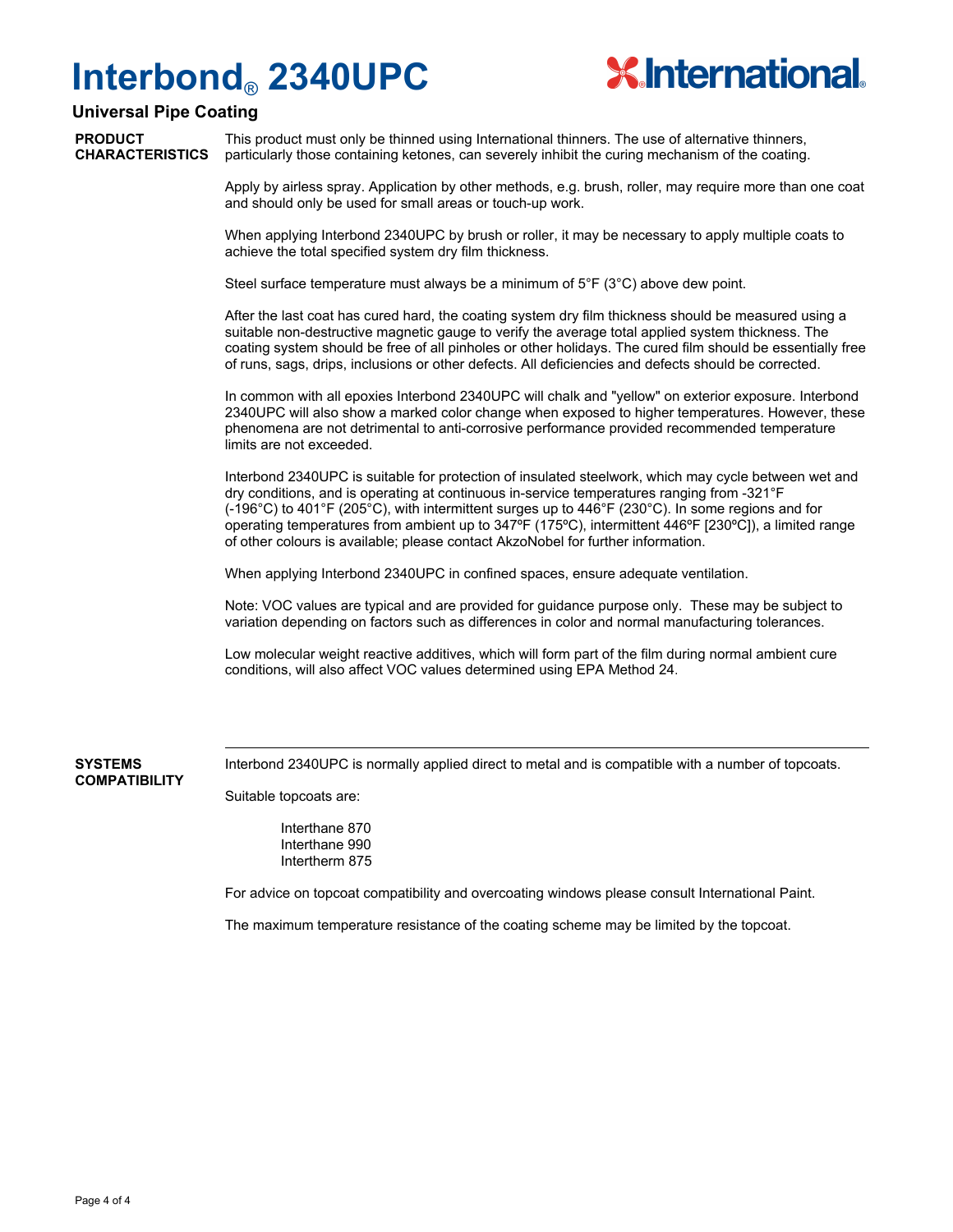# Interbond® 2340UPC

## Universal Pipe Coating

**PRODUCT CHARACTERISTICS**

This product must only be thinned using International thinners. The use of alternative thinners, particularly those containing ketones, can severely inhibit the curing mechanism of the coating.

Apply by airless spray. Application by other methods, e.g. brush, roller, may require more than one coat and should only be used for small areas or touch-up work.

When applying Interbond 2340UPC by brush or roller, it may be necessary to apply multiple coats to achieve the total specified system dry film thickness.

Steel surface temperature must always be a minimum of 5°F (3°C) above dew point.

After the last coat has cured hard, the coating system dry film thickness should be measured using a suitable non-destructive magnetic gauge to verify the average total applied system thickness. The coating system should be free of all pinholes or other holidays. The cured film should be essentially free of runs, sags, drips, inclusions or other defects. All deficiencies and defects should be corrected.

In common with all epoxies Interbond 2340UPC will chalk and "yellow" on exterior exposure. Interbond 2340UPC will also show a marked color change when exposed to higher temperatures. However, these phenomena are not detrimental to anti-corrosive performance provided recommended temperature limits are not exceeded.

Interbond 2340UPC is suitable for protection of insulated steelwork, which may cycle between wet and dry conditions, and is operating at continuous in-service temperatures ranging from -321°F (-196°C) to 401°F (205°C), with intermittent surges up to 446°F (230°C). In some regions and for operating temperatures from ambient up to 347ºF (175ºC), intermittent 446ºF [230ºC]), a limited range of other colours is available; please contact AkzoNobel for further information.

When applying Interbond 2340UPC in confined spaces, ensure adequate ventilation.

Note: VOC values are typical and are provided for guidance purpose only. These may be subject to variation depending on factors such as differences in color and normal manufacturing tolerances.

Low molecular weight reactive additives, which will form part of the film during normal ambient cure conditions, will also affect VOC values determined using EPA Method 24.

---

**SYSTEMS COMPATIBILITY**

Interbond 2340UPC is normally applied direct to metal and is compatible with a number of topcoats.

Suitable topcoats are:

Interthane 870
Interthane 990
Intertherm 875

For advice on topcoat compatibility and overcoating windows please consult International Paint.

The maximum temperature resistance of the coating scheme may be limited by the topcoat.